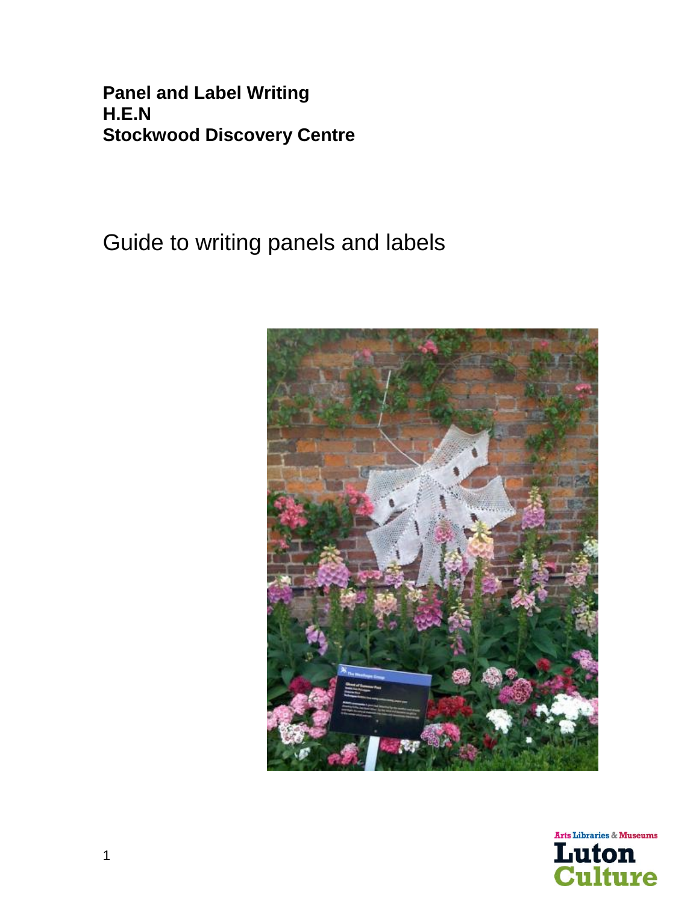**Panel and Label Writing**
**H.E.N**
**Stockwood Discovery Centre**

# Guide to writing panels and labels

Arts Libraries & Museums
Luton Culture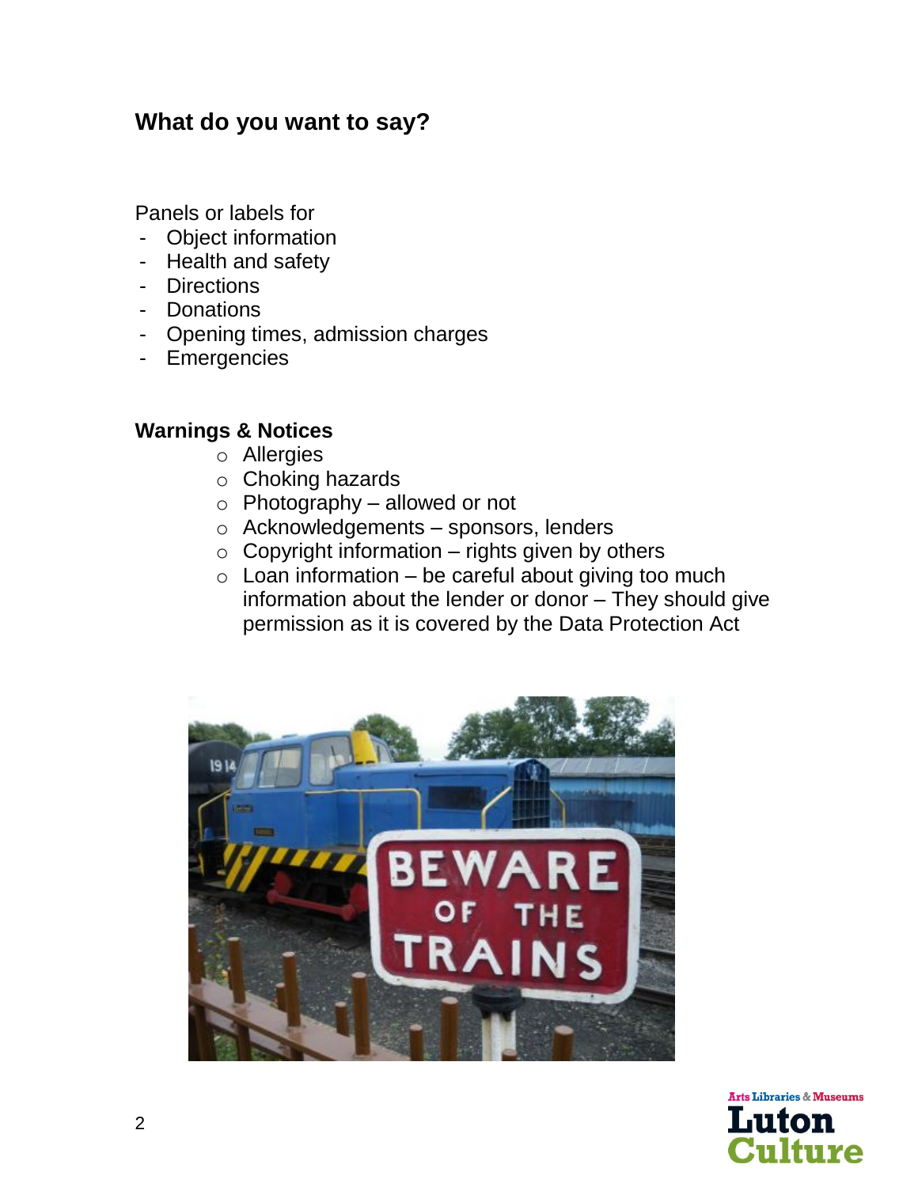## What do you want to say?

Panels or labels for

- Object information
- Health and safety
- Directions
- Donations
- Opening times, admission charges
- Emergencies

**Warnings & Notices**

- Allergies
- Choking hazards
- Photography – allowed or not
- Acknowledgements – sponsors, lenders
- Copyright information – rights given by others
- Loan information – be careful about giving too much information about the lender or donor – They should give permission as it is covered by the Data Protection Act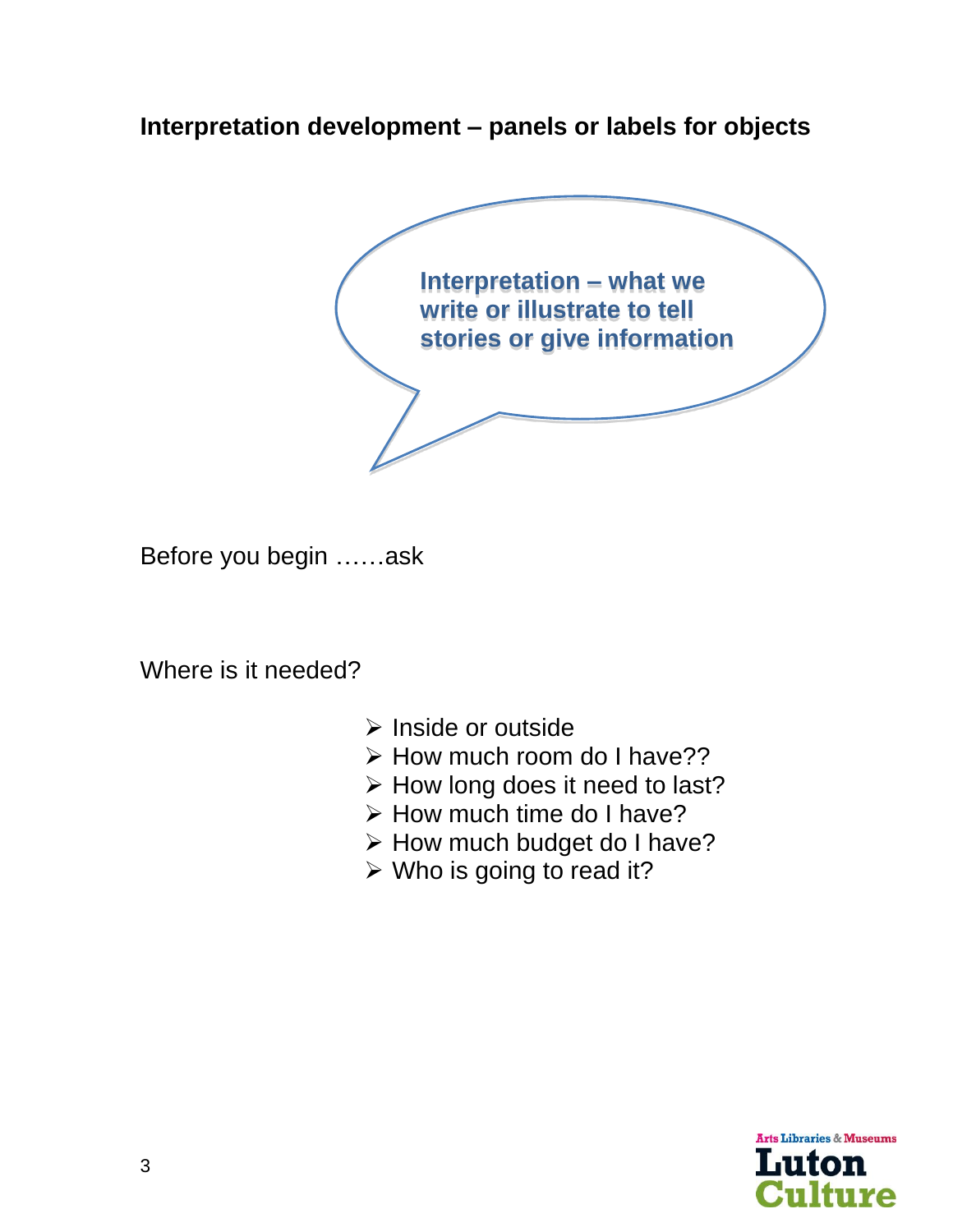## Interpretation development – panels or labels for objects

**Interpretation – what we write or illustrate to tell stories or give information**

Before you begin ……ask

Where is it needed?

- Inside or outside
- How much room do I have??
- How long does it need to last?
- How much time do I have?
- How much budget do I have?
- Who is going to read it?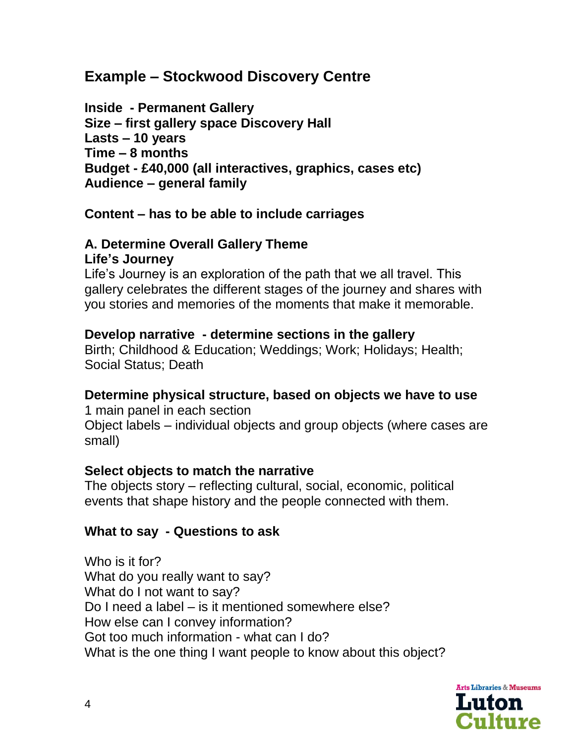## Example – Stockwood Discovery Centre

**Inside - Permanent Gallery**
**Size – first gallery space Discovery Hall**
**Lasts – 10 years**
**Time – 8 months**
**Budget - £40,000 (all interactives, graphics, cases etc)**
**Audience – general family**

**Content – has to be able to include carriages**

### A. Determine Overall Gallery Theme

**Life's Journey**

Life's Journey is an exploration of the path that we all travel. This gallery celebrates the different stages of the journey and shares with you stories and memories of the moments that make it memorable.

**Develop narrative - determine sections in the gallery**

Birth; Childhood & Education; Weddings; Work; Holidays; Health; Social Status; Death

**Determine physical structure, based on objects we have to use**

1 main panel in each section
Object labels – individual objects and group objects (where cases are small)

**Select objects to match the narrative**

The objects story – reflecting cultural, social, economic, political events that shape history and the people connected with them.

**What to say - Questions to ask**

Who is it for?
What do you really want to say?
What do I not want to say?
Do I need a label – is it mentioned somewhere else?
How else can I convey information?
Got too much information - what can I do?
What is the one thing I want people to know about this object?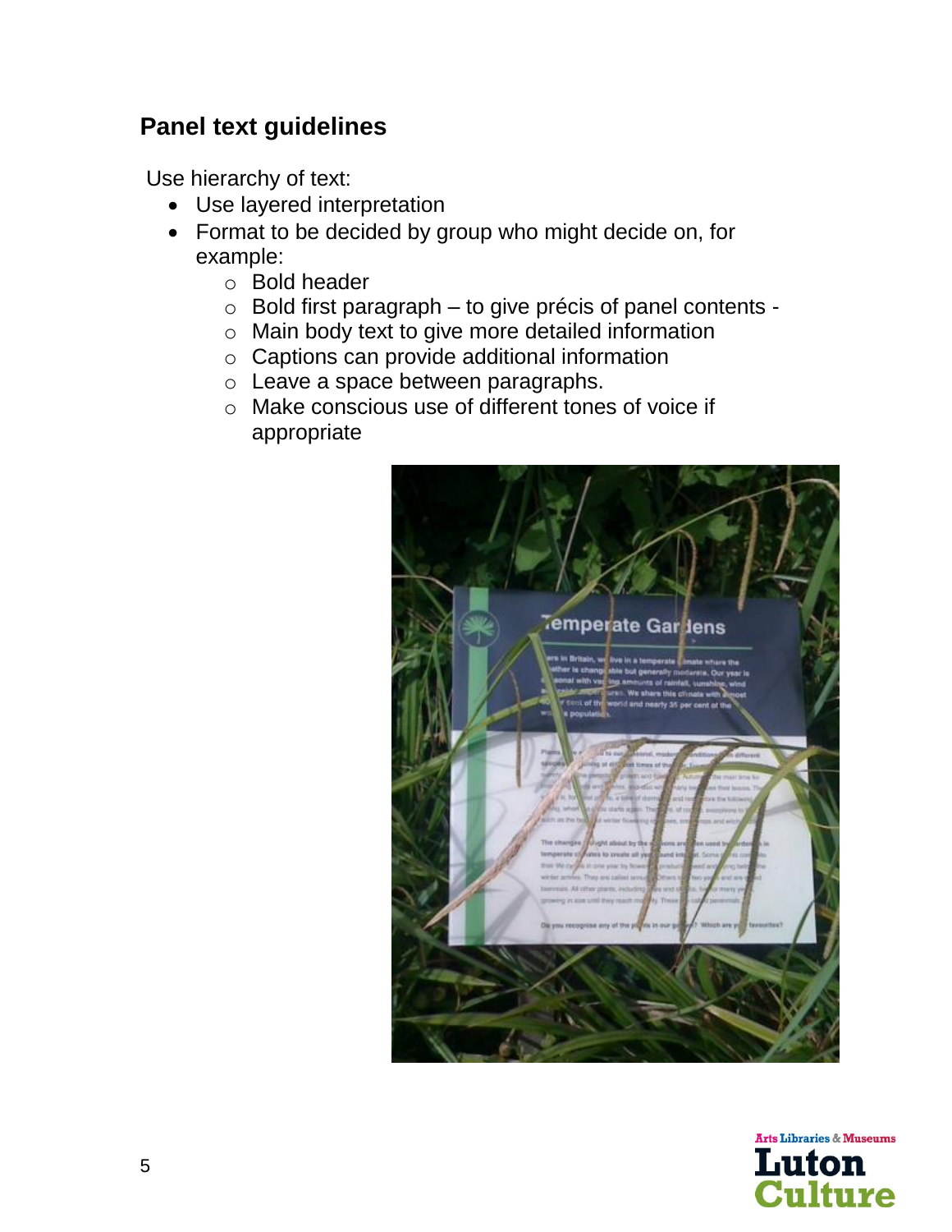## Panel text guidelines

Use hierarchy of text:

- Use layered interpretation
- Format to be decided by group who might decide on, for example:
  - Bold header
  - Bold first paragraph – to give précis of panel contents -
  - Main body text to give more detailed information
  - Captions can provide additional information
  - Leave a space between paragraphs.
  - Make conscious use of different tones of voice if appropriate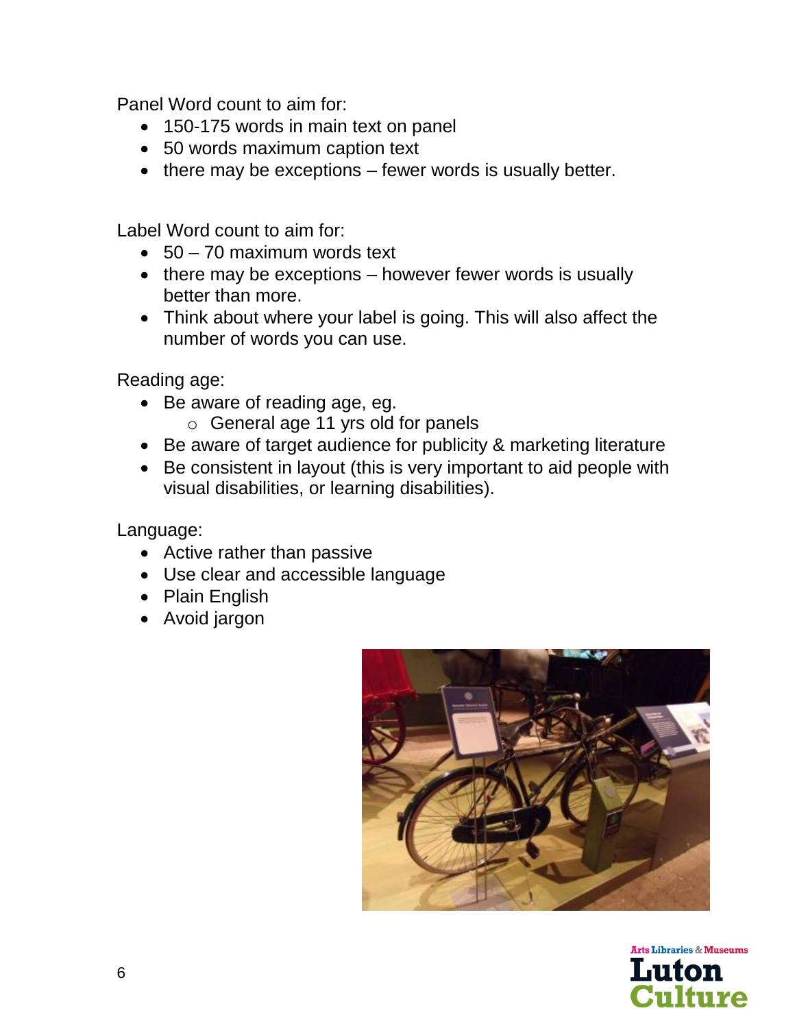Panel Word count to aim for:

- 150-175 words in main text on panel
- 50 words maximum caption text
- there may be exceptions – fewer words is usually better.

Label Word count to aim for:

- 50 – 70 maximum words text
- there may be exceptions – however fewer words is usually better than more.
- Think about where your label is going. This will also affect the number of words you can use.

Reading age:

- Be aware of reading age, eg.
  - General age 11 yrs old for panels
- Be aware of target audience for publicity & marketing literature
- Be consistent in layout (this is very important to aid people with visual disabilities, or learning disabilities).

Language:

- Active rather than passive
- Use clear and accessible language
- Plain English
- Avoid jargon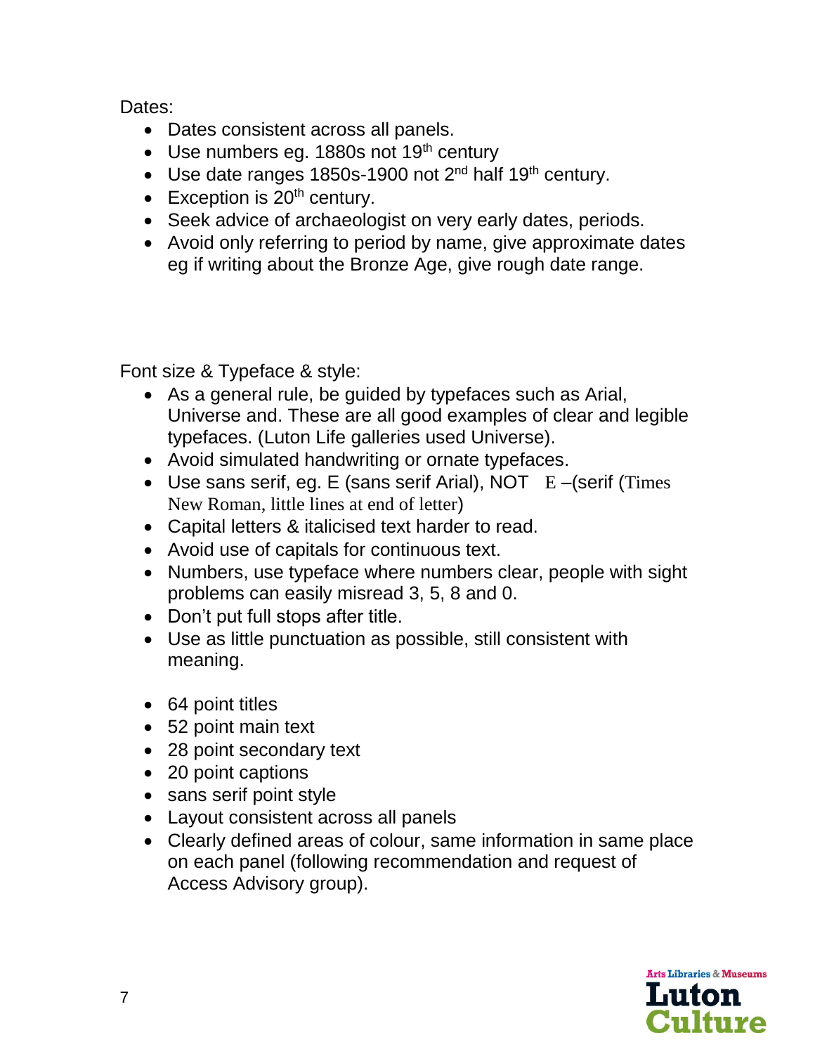Dates:

- Dates consistent across all panels.
- Use numbers eg. 1880s not 19th century
- Use date ranges 1850s-1900 not 2nd half 19th century.
- Exception is 20th century.
- Seek advice of archaeologist on very early dates, periods.
- Avoid only referring to period by name, give approximate dates eg if writing about the Bronze Age, give rough date range.

Font size & Typeface & style:

- As a general rule, be guided by typefaces such as Arial, Universe and. These are all good examples of clear and legible typefaces. (Luton Life galleries used Universe).
- Avoid simulated handwriting or ornate typefaces.
- Use sans serif, eg. E (sans serif Arial), NOT E –(serif (Times New Roman, little lines at end of letter)
- Capital letters & italicised text harder to read.
- Avoid use of capitals for continuous text.
- Numbers, use typeface where numbers clear, people with sight problems can easily misread 3, 5, 8 and 0.
- Don't put full stops after title.
- Use as little punctuation as possible, still consistent with meaning.

- 64 point titles
- 52 point main text
- 28 point secondary text
- 20 point captions
- sans serif point style
- Layout consistent across all panels
- Clearly defined areas of colour, same information in same place on each panel (following recommendation and request of Access Advisory group).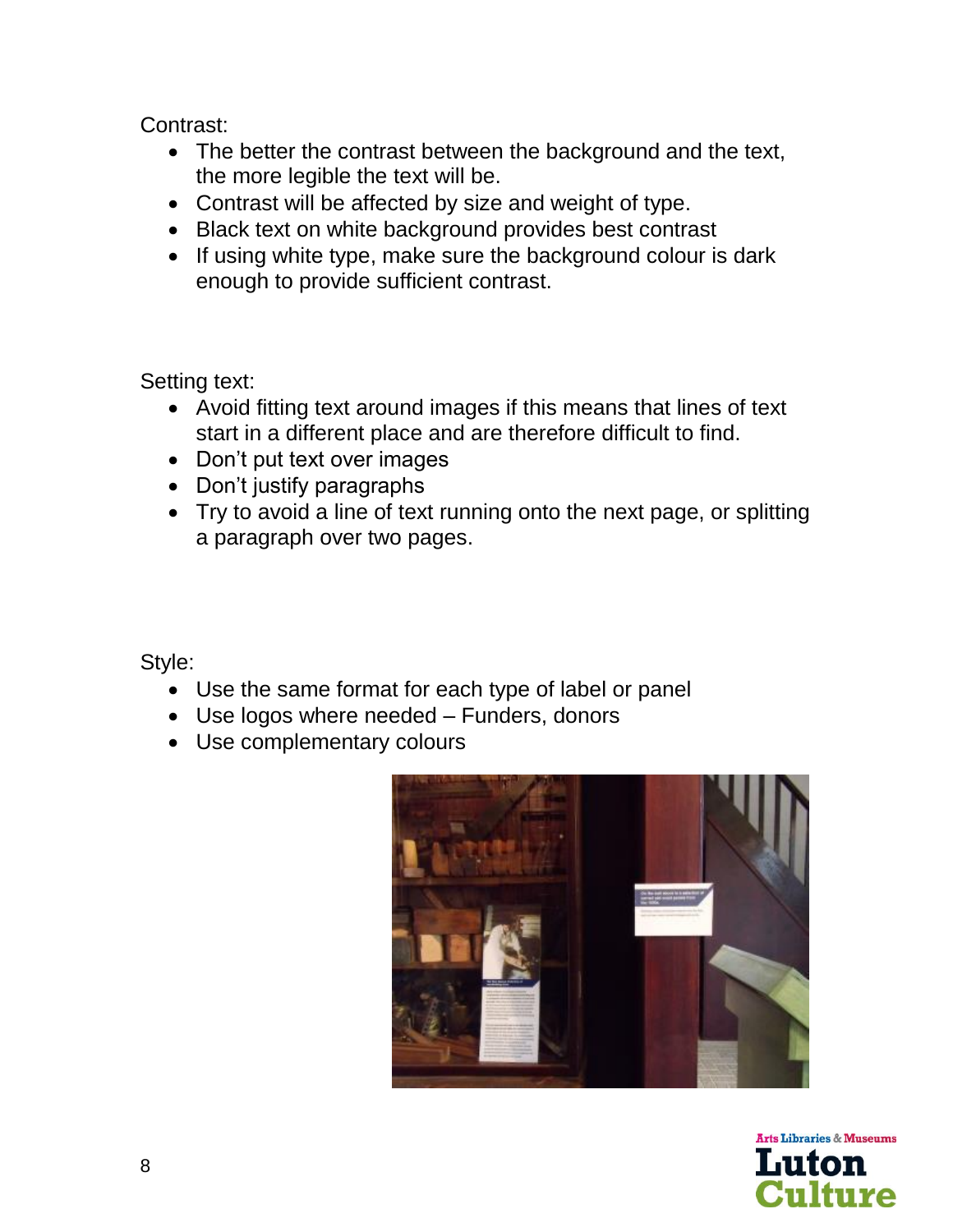Contrast:

- The better the contrast between the background and the text, the more legible the text will be.
- Contrast will be affected by size and weight of type.
- Black text on white background provides best contrast
- If using white type, make sure the background colour is dark enough to provide sufficient contrast.

Setting text:

- Avoid fitting text around images if this means that lines of text start in a different place and are therefore difficult to find.
- Don't put text over images
- Don't justify paragraphs
- Try to avoid a line of text running onto the next page, or splitting a paragraph over two pages.

Style:

- Use the same format for each type of label or panel
- Use logos where needed – Funders, donors
- Use complementary colours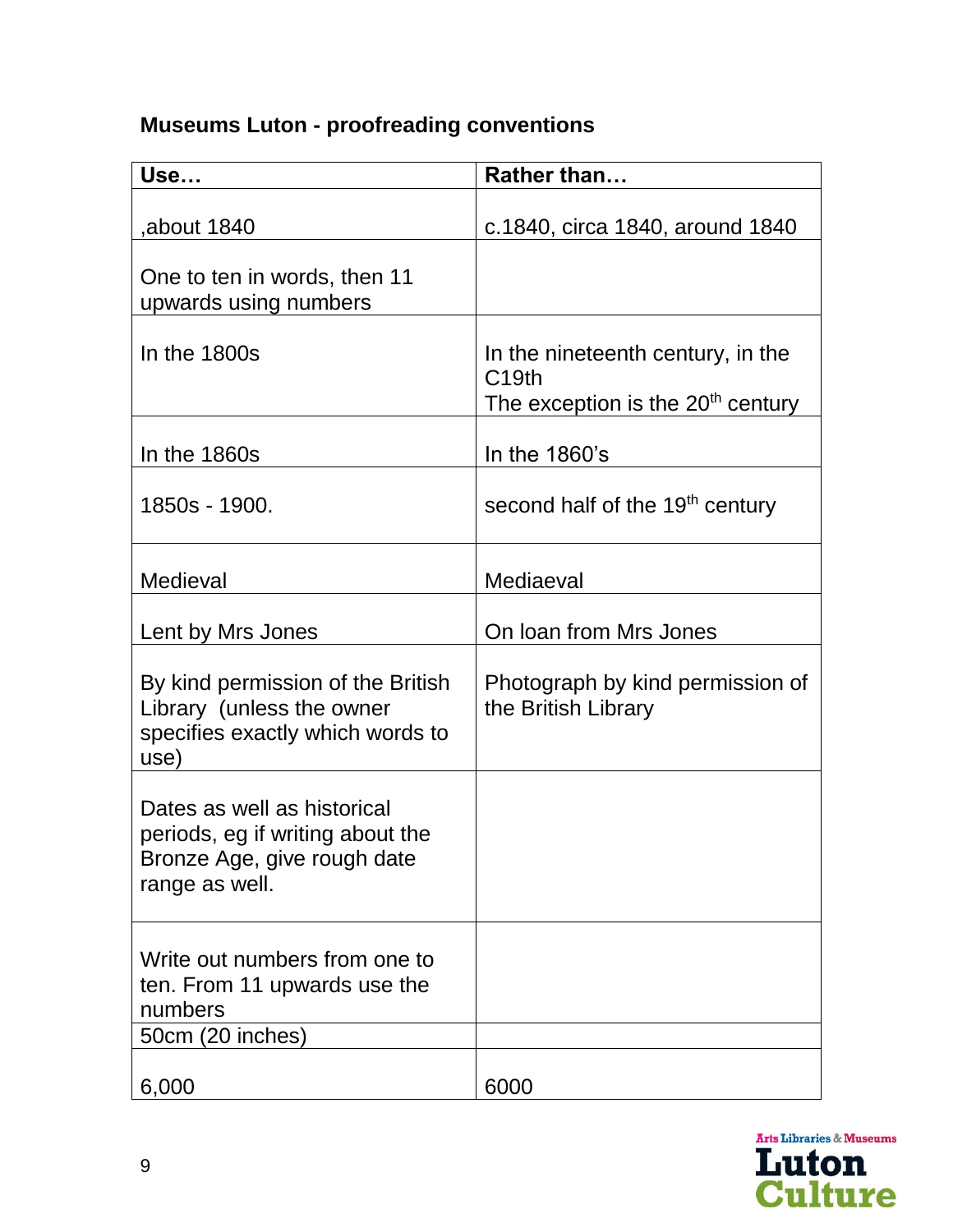**Museums Luton - proofreading conventions**

| Use… | Rather than… |
|---|---|
| ,about 1840 | c.1840, circa 1840, around 1840 |
| One to ten in words, then 11 upwards using numbers | |
| In the 1800s | In the nineteenth century, in the C19th<br>The exception is the 20th century |
| In the 1860s | In the 1860's |
| 1850s - 1900. | second half of the 19th century |
| Medieval | Mediaeval |
| Lent by Mrs Jones | On loan from Mrs Jones |
| By kind permission of the British Library (unless the owner specifies exactly which words to use) | Photograph by kind permission of the British Library |
| Dates as well as historical periods, eg if writing about the Bronze Age, give rough date range as well. | |
| Write out numbers from one to ten. From 11 upwards use the numbers | |
| 50cm (20 inches) | |
| 6,000 | 6000 |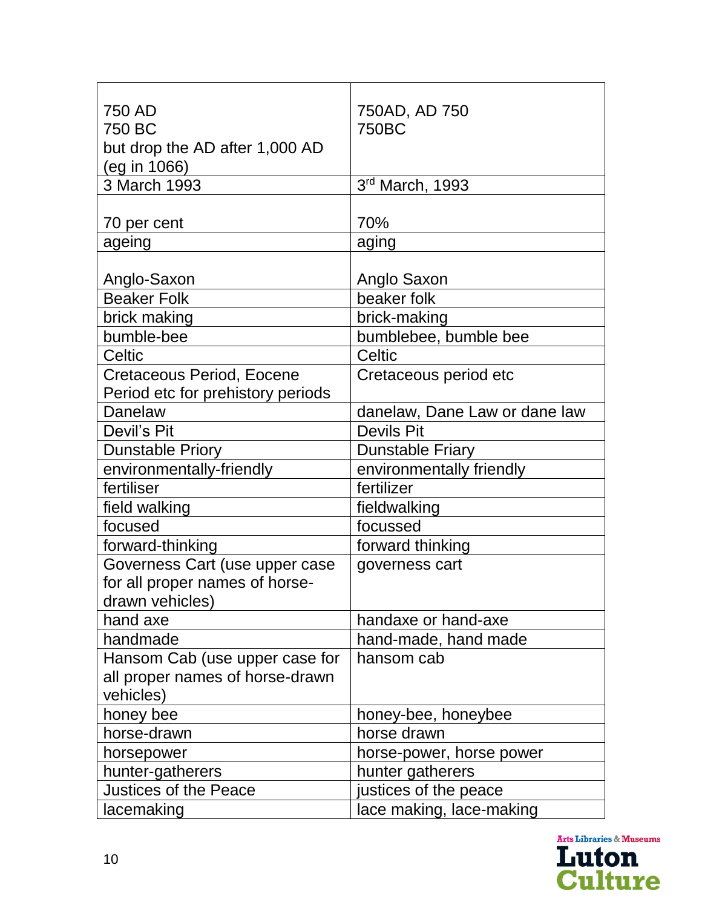| | |
|---|---|
| 750 AD<br>750 BC<br>but drop the AD after 1,000 AD (eg in 1066) | 750AD, AD 750<br>750BC |
| 3 March 1993 | 3rd March, 1993 |
| 70 per cent | 70% |
| ageing | aging |
| Anglo-Saxon | Anglo Saxon |
| Beaker Folk | beaker folk |
| brick making | brick-making |
| bumble-bee | bumblebee, bumble bee |
| Celtic | Celtic |
| Cretaceous Period, Eocene Period etc for prehistory periods | Cretaceous period etc |
| Danelaw | danelaw, Dane Law or dane law |
| Devil's Pit | Devils Pit |
| Dunstable Priory | Dunstable Friary |
| environmentally-friendly | environmentally friendly |
| fertiliser | fertilizer |
| field walking | fieldwalking |
| focused | focussed |
| forward-thinking | forward thinking |
| Governess Cart (use upper case for all proper names of horse-drawn vehicles) | governess cart |
| hand axe | handaxe or hand-axe |
| handmade | hand-made, hand made |
| Hansom Cab (use upper case for all proper names of horse-drawn vehicles) | hansom cab |
| honey bee | honey-bee, honeybee |
| horse-drawn | horse drawn |
| horsepower | horse-power, horse power |
| hunter-gatherers | hunter gatherers |
| Justices of the Peace | justices of the peace |
| lacemaking | lace making, lace-making |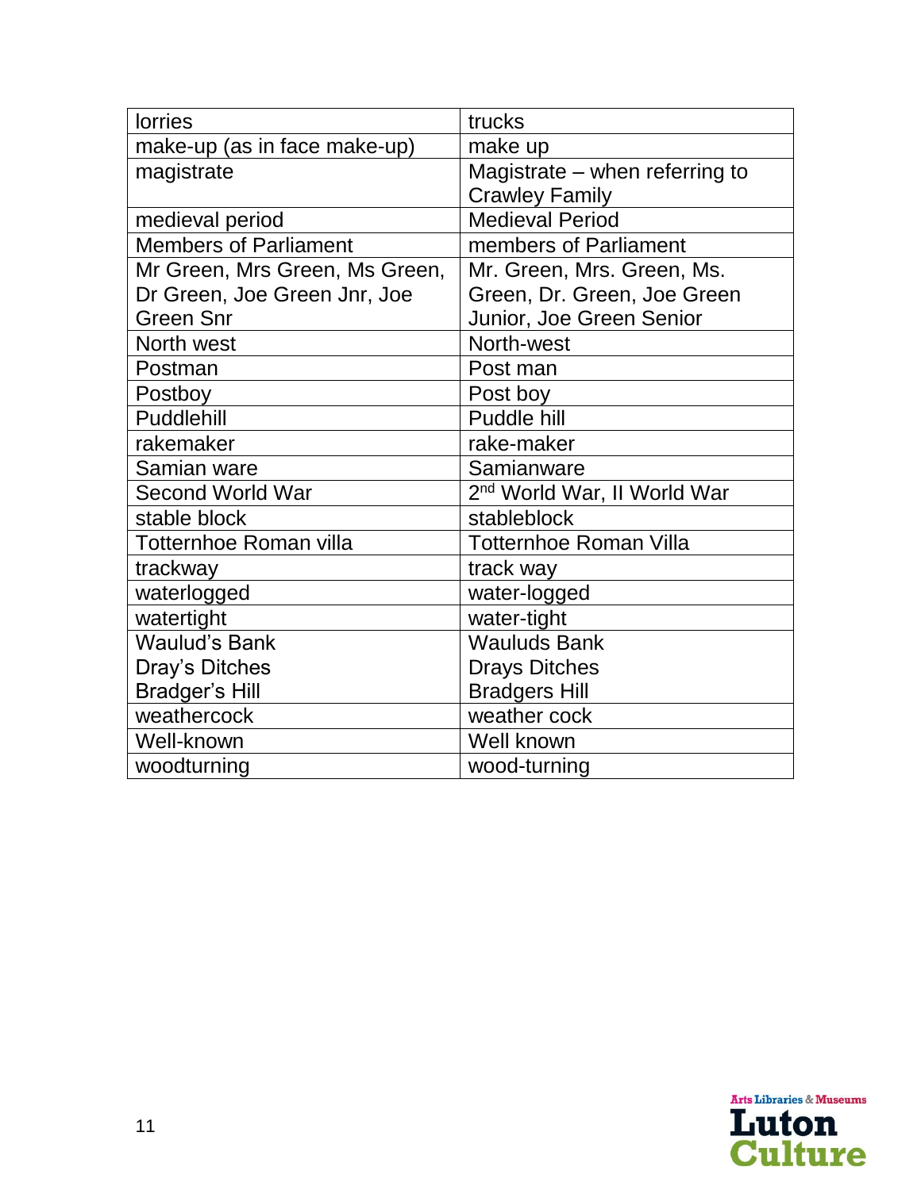| lorries | trucks |
| --- | --- |
| make-up (as in face make-up) | make up |
| magistrate | Magistrate – when referring to Crawley Family |
| medieval period | Medieval Period |
| Members of Parliament | members of Parliament |
| Mr Green, Mrs Green, Ms Green, Dr Green, Joe Green Jnr, Joe Green Snr | Mr. Green, Mrs. Green, Ms. Green, Dr. Green, Joe Green Junior, Joe Green Senior |
| North west | North-west |
| Postman | Post man |
| Postboy | Post boy |
| Puddlehill | Puddle hill |
| rakemaker | rake-maker |
| Samian ware | Samianware |
| Second World War | 2nd World War, II World War |
| stable block | stableblock |
| Totternhoe Roman villa | Totternhoe Roman Villa |
| trackway | track way |
| waterlogged | water-logged |
| watertight | water-tight |
| Waulud's Bank<br>Dray's Ditches<br>Bradger's Hill | Wauluds Bank<br>Drays Ditches<br>Bradgers Hill |
| weathercock | weather cock |
| Well-known | Well known |
| woodturning | wood-turning |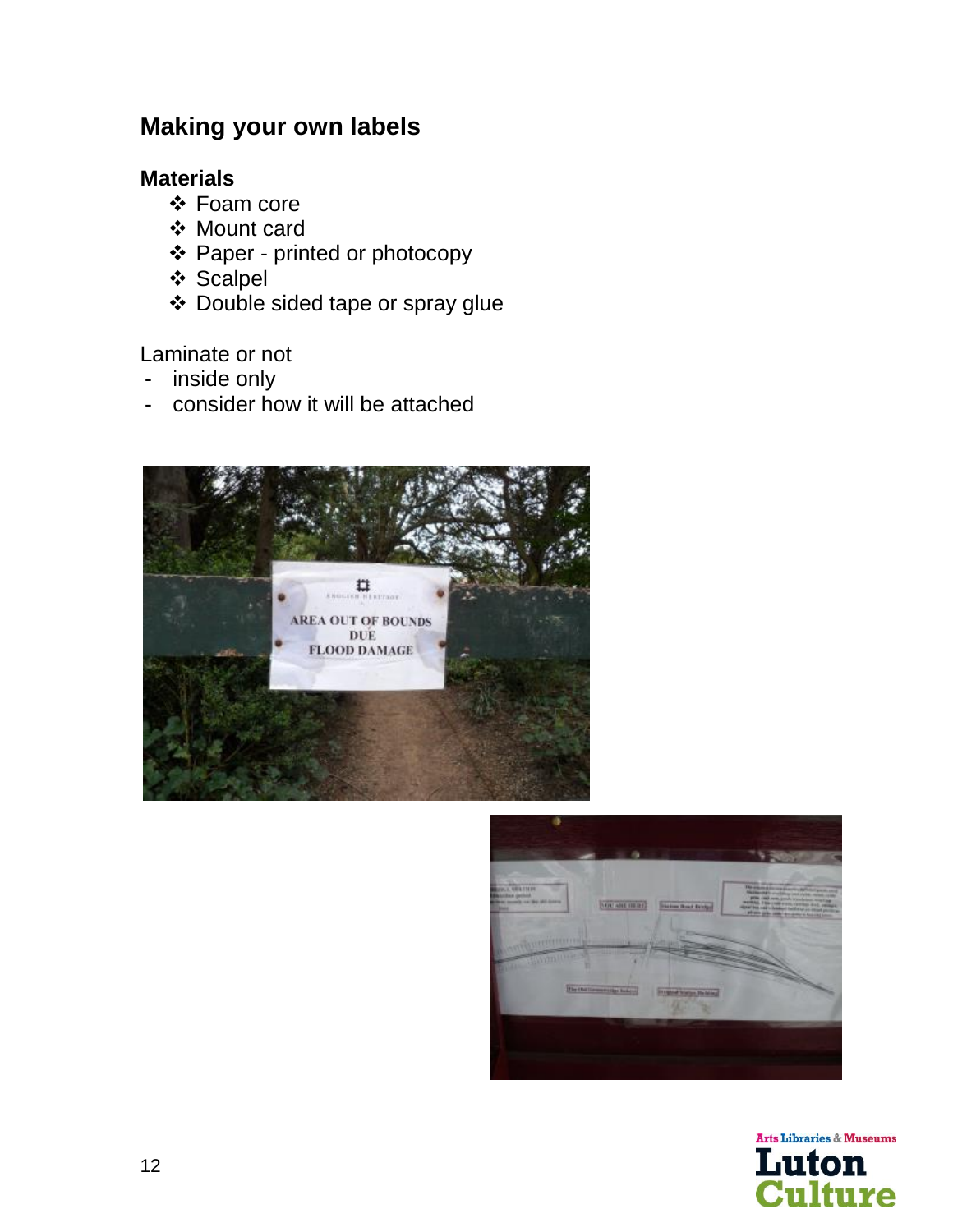## Making your own labels

### Materials

- Foam core
- Mount card
- Paper - printed or photocopy
- Scalpel
- Double sided tape or spray glue

Laminate or not

- inside only
- consider how it will be attached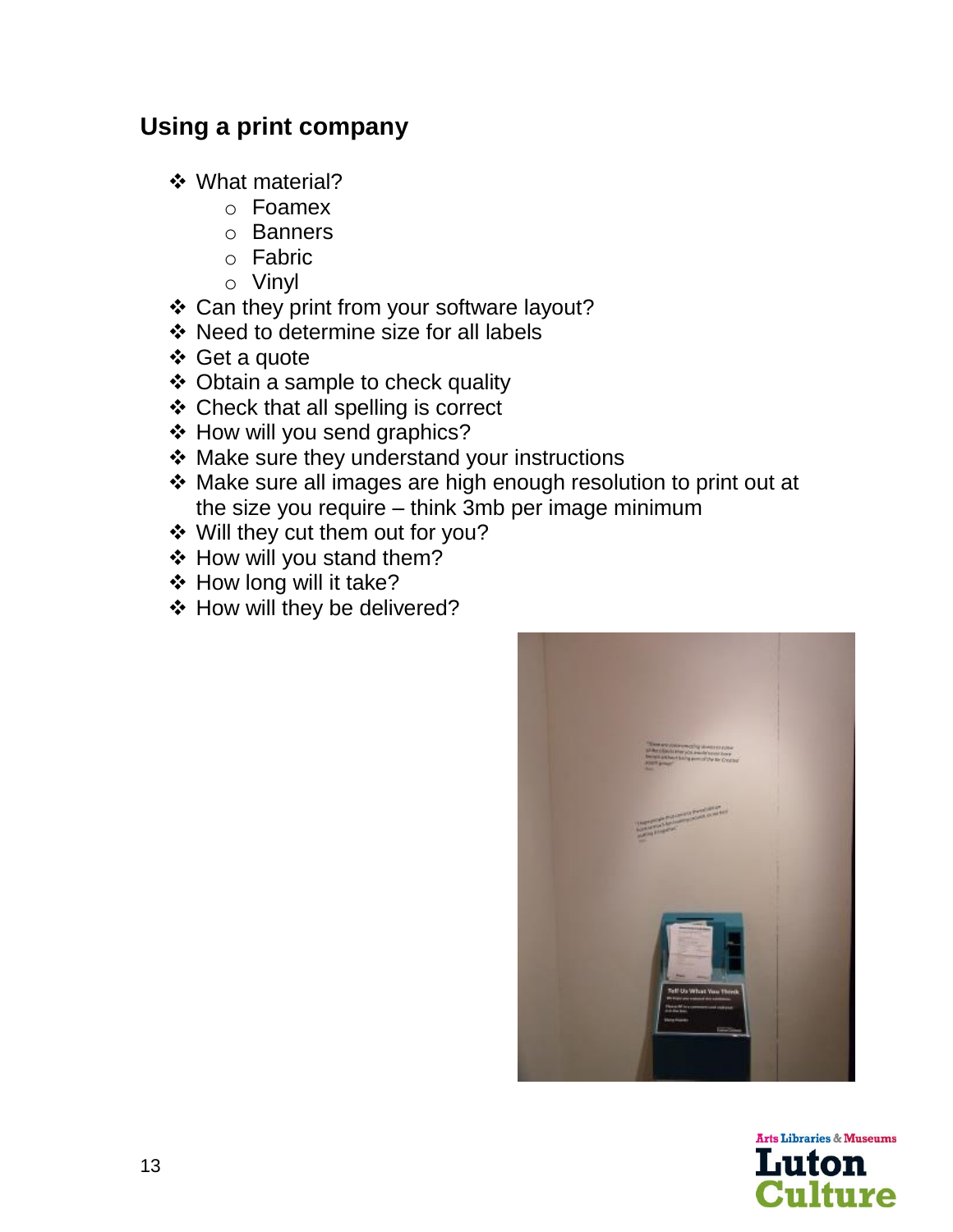## Using a print company

- What material?
  - Foamex
  - Banners
  - Fabric
  - Vinyl
- Can they print from your software layout?
- Need to determine size for all labels
- Get a quote
- Obtain a sample to check quality
- Check that all spelling is correct
- How will you send graphics?
- Make sure they understand your instructions
- Make sure all images are high enough resolution to print out at the size you require – think 3mb per image minimum
- Will they cut them out for you?
- How will you stand them?
- How long will it take?
- How will they be delivered?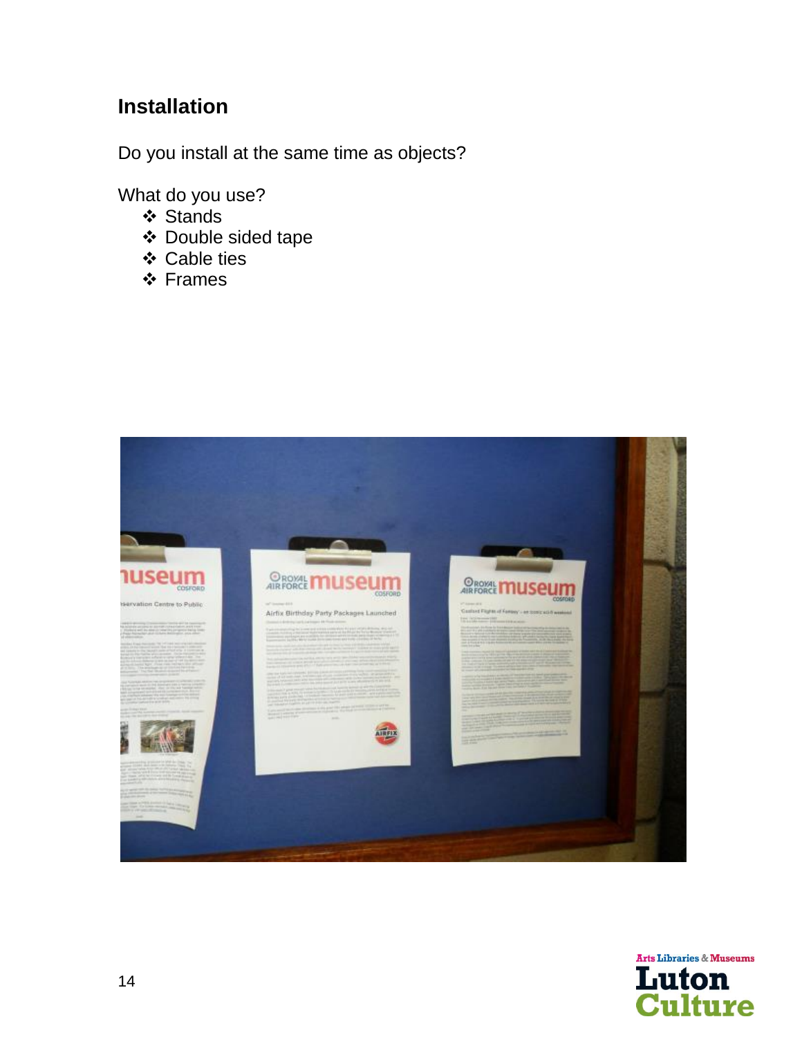## Installation

Do you install at the same time as objects?

What do you use?

- Stands
- Double sided tape
- Cable ties
- Frames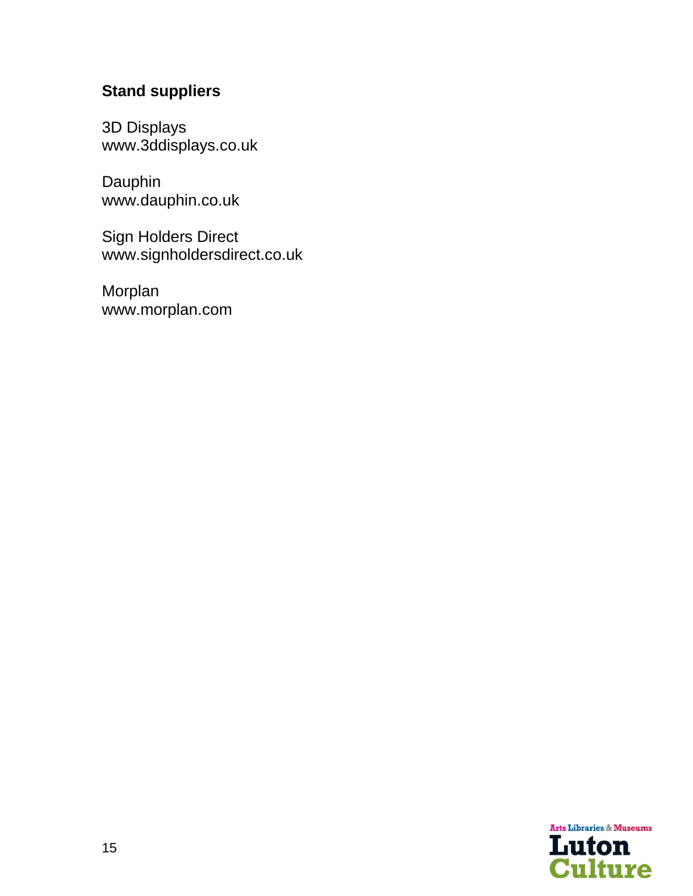## Stand suppliers

3D Displays
www.3ddisplays.co.uk

Dauphin
www.dauphin.co.uk

Sign Holders Direct
www.signholdersdirect.co.uk

Morplan
www.morplan.com